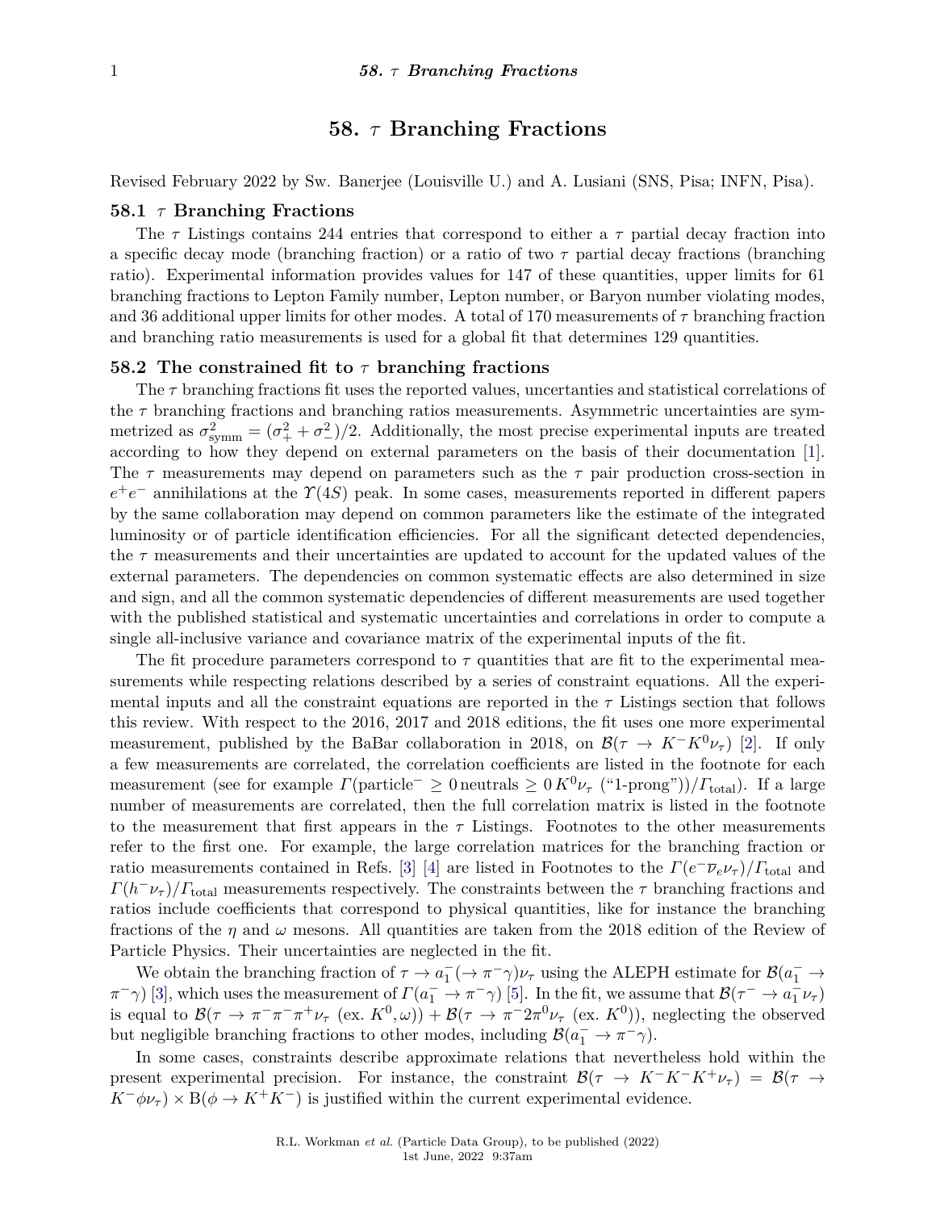# 58. $\tau$ Branching Fractions

Revised February 2022 by Sw. Banerjee (Louisville U.) and A. Lusiani (SNS, Pisa; INFN, Pisa).

## 58.1 $\tau$ Branching Fractions

The $\tau$ Listings contains 244 entries that correspond to either a $\tau$ partial decay fraction into a specific decay mode (branching fraction) or a ratio of two $\tau$ partial decay fractions (branching ratio). Experimental information provides values for 147 of these quantities, upper limits for 61 branching fractions to Lepton Family number, Lepton number, or Baryon number violating modes, and 36 additional upper limits for other modes. A total of 170 measurements of $\tau$ branching fraction and branching ratio measurements is used for a global fit that determines 129 quantities.

## 58.2 The constrained fit to $\tau$ branching fractions

The $\tau$ branching fractions fit uses the reported values, uncertanties and statistical correlations of the $\tau$ branching fractions and branching ratios measurements. Asymmetric uncertainties are symmetrized as $\sigma^2_{\text{symm}} = (\sigma^2_+ + \sigma^2_-)/2$. Additionally, the most precise experimental inputs are treated according to how they depend on external parameters on the basis of their documentation [1]. The $\tau$ measurements may depend on parameters such as the $\tau$ pair production cross-section in $e^+e^-$ annihilations at the $\Upsilon(4S)$ peak. In some cases, measurements reported in different papers by the same collaboration may depend on common parameters like the estimate of the integrated luminosity or of particle identification efficiencies. For all the significant detected dependencies, the $\tau$ measurements and their uncertainties are updated to account for the updated values of the external parameters. The dependencies on common systematic effects are also determined in size and sign, and all the common systematic dependencies of different measurements are used together with the published statistical and systematic uncertainties and correlations in order to compute a single all-inclusive variance and covariance matrix of the experimental inputs of the fit.

The fit procedure parameters correspond to $\tau$ quantities that are fit to the experimental measurements while respecting relations described by a series of constraint equations. All the experimental inputs and all the constraint equations are reported in the $\tau$ Listings section that follows this review. With respect to the 2016, 2017 and 2018 editions, the fit uses one more experimental measurement, published by the BaBar collaboration in 2018, on $\mathcal{B}(\tau \to K^- K^0 \nu_\tau)$ [2]. If only a few measurements are correlated, the correlation coefficients are listed in the footnote for each measurement (see for example $\Gamma(\text{particle}^- \geq 0\,\text{neutrals} \geq 0\,K^0 \nu_\tau\ (\text{“1-prong”}))/\Gamma_{\text{total}}$). If a large number of measurements are correlated, then the full correlation matrix is listed in the footnote to the measurement that first appears in the $\tau$ Listings. Footnotes to the other measurements refer to the first one. For example, the large correlation matrices for the branching fraction or ratio measurements contained in Refs. [3] [4] are listed in Footnotes to the $\Gamma(e^- \overline{\nu}_e \nu_\tau)/\Gamma_{\text{total}}$ and $\Gamma(h^- \nu_\tau)/\Gamma_{\text{total}}$ measurements respectively. The constraints between the $\tau$ branching fractions and ratios include coefficients that correspond to physical quantities, like for instance the branching fractions of the $\eta$ and $\omega$ mesons. All quantities are taken from the 2018 edition of the Review of Particle Physics. Their uncertainties are neglected in the fit.

We obtain the branching fraction of $\tau \to a_1^-(\to \pi^-\gamma)\nu_\tau$ using the ALEPH estimate for $\mathcal{B}(a_1^- \to \pi^-\gamma)$ [3], which uses the measurement of $\Gamma(a_1^- \to \pi^-\gamma)$ [5]. In the fit, we assume that $\mathcal{B}(\tau^- \to a_1^- \nu_\tau)$ is equal to $\mathcal{B}(\tau \to \pi^-\pi^-\pi^+\nu_\tau\ (\text{ex. } K^0, \omega)) + \mathcal{B}(\tau \to \pi^- 2\pi^0 \nu_\tau\ (\text{ex. } K^0))$, neglecting the observed but negligible branching fractions to other modes, including $\mathcal{B}(a_1^- \to \pi^-\gamma)$.

In some cases, constraints describe approximate relations that nevertheless hold within the present experimental precision. For instance, the constraint $\mathcal{B}(\tau \to K^-K^-K^+\nu_\tau) = \mathcal{B}(\tau \to K^-\phi\nu_\tau) \times \text{B}(\phi \to K^+K^-)$ is justified within the current experimental evidence.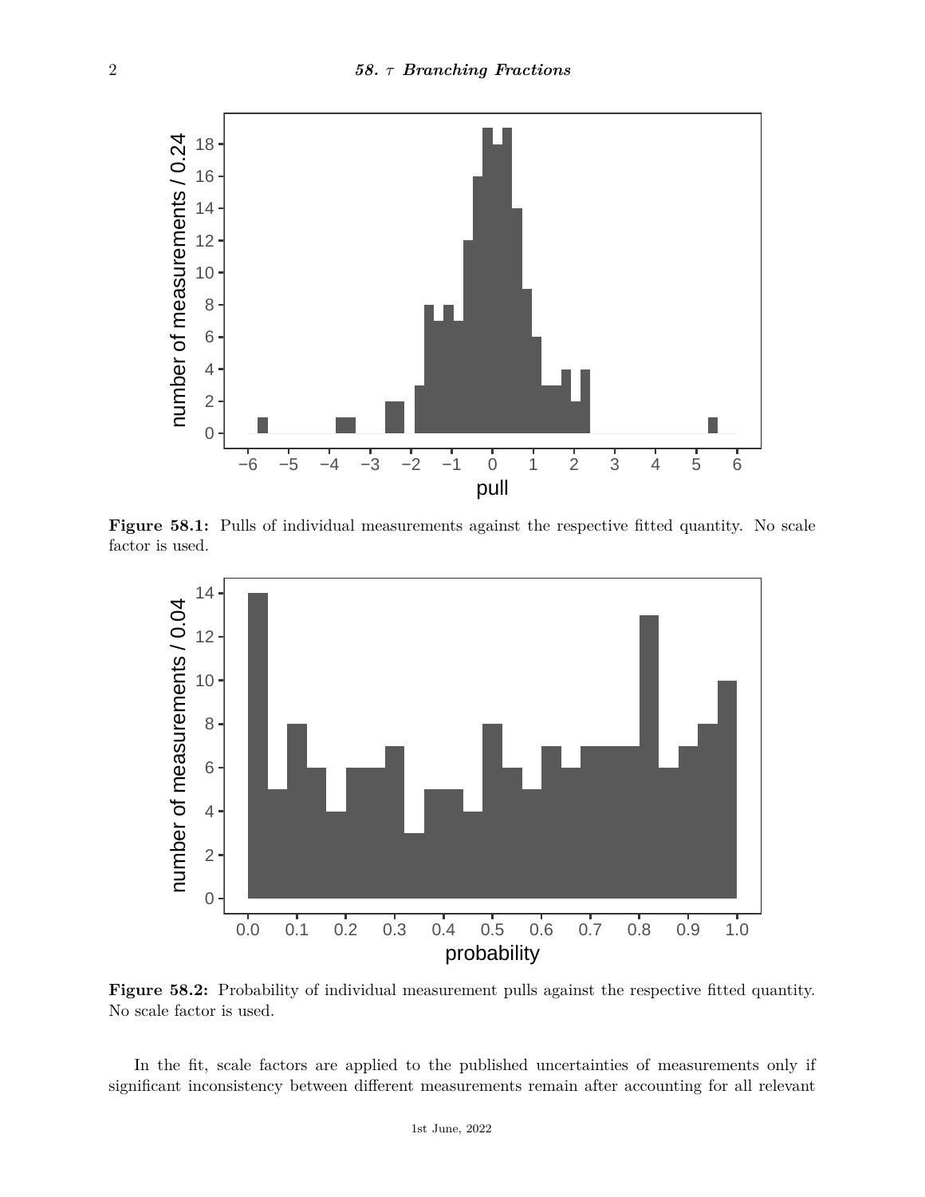**Figure 58.1:** Pulls of individual measurements against the respective fitted quantity. No scale factor is used.

**Figure 58.2:** Probability of individual measurement pulls against the respective fitted quantity. No scale factor is used.

In the fit, scale factors are applied to the published uncertainties of measurements only if significant inconsistency between different measurements remain after accounting for all relevant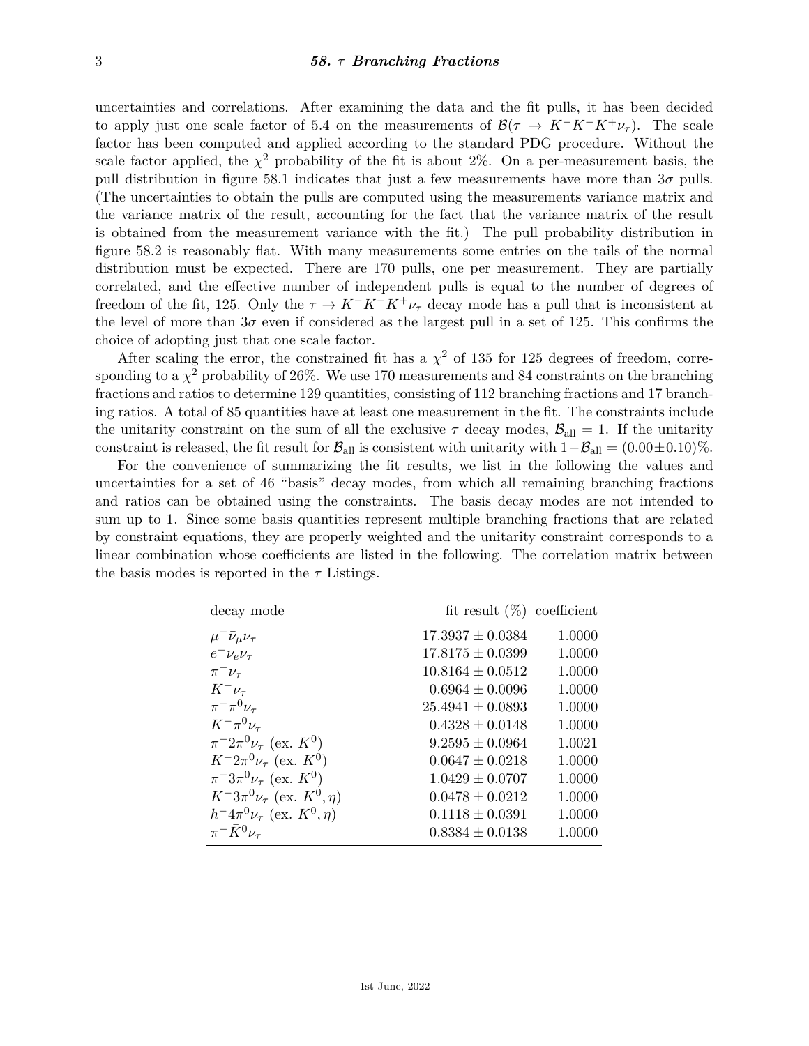uncertainties and correlations. After examining the data and the fit pulls, it has been decided to apply just one scale factor of 5.4 on the measurements of $\mathcal{B}(\tau \to K^- K^- K^+ \nu_\tau)$. The scale factor has been computed and applied according to the standard PDG procedure. Without the scale factor applied, the $\chi^2$ probability of the fit is about 2%. On a per-measurement basis, the pull distribution in figure 58.1 indicates that just a few measurements have more than $3\sigma$ pulls. (The uncertainties to obtain the pulls are computed using the measurements variance matrix and the variance matrix of the result, accounting for the fact that the variance matrix of the result is obtained from the measurement variance with the fit.) The pull probability distribution in figure 58.2 is reasonably flat. With many measurements some entries on the tails of the normal distribution must be expected. There are 170 pulls, one per measurement. They are partially correlated, and the effective number of independent pulls is equal to the number of degrees of freedom of the fit, 125. Only the $\tau \to K^- K^- K^+ \nu_\tau$ decay mode has a pull that is inconsistent at the level of more than $3\sigma$ even if considered as the largest pull in a set of 125. This confirms the choice of adopting just that one scale factor.

After scaling the error, the constrained fit has a $\chi^2$ of 135 for 125 degrees of freedom, corresponding to a $\chi^2$ probability of 26%. We use 170 measurements and 84 constraints on the branching fractions and ratios to determine 129 quantities, consisting of 112 branching fractions and 17 branching ratios. A total of 85 quantities have at least one measurement in the fit. The constraints include the unitarity constraint on the sum of all the exclusive $\tau$ decay modes, $\mathcal{B}_{\text{all}} = 1$. If the unitarity constraint is released, the fit result for $\mathcal{B}_{\text{all}}$ is consistent with unitarity with $1 - \mathcal{B}_{\text{all}} = (0.00 \pm 0.10)\%$.

For the convenience of summarizing the fit results, we list in the following the values and uncertainties for a set of 46 "basis" decay modes, from which all remaining branching fractions and ratios can be obtained using the constraints. The basis decay modes are not intended to sum up to 1. Since some basis quantities represent multiple branching fractions that are related by constraint equations, they are properly weighted and the unitarity constraint corresponds to a linear combination whose coefficients are listed in the following. The correlation matrix between the basis modes is reported in the $\tau$ Listings.

| decay mode | fit result (%) | coefficient |
|---|---:|---:|
| $\mu^- \bar{\nu}_\mu \nu_\tau$ | $17.3937 \pm 0.0384$ | 1.0000 |
| $e^- \bar{\nu}_e \nu_\tau$ | $17.8175 \pm 0.0399$ | 1.0000 |
| $\pi^- \nu_\tau$ | $10.8164 \pm 0.0512$ | 1.0000 |
| $K^- \nu_\tau$ | $0.6964 \pm 0.0096$ | 1.0000 |
| $\pi^- \pi^0 \nu_\tau$ | $25.4941 \pm 0.0893$ | 1.0000 |
| $K^- \pi^0 \nu_\tau$ | $0.4328 \pm 0.0148$ | 1.0000 |
| $\pi^- 2\pi^0 \nu_\tau$ (ex. $K^0$) | $9.2595 \pm 0.0964$ | 1.0021 |
| $K^- 2\pi^0 \nu_\tau$ (ex. $K^0$) | $0.0647 \pm 0.0218$ | 1.0000 |
| $\pi^- 3\pi^0 \nu_\tau$ (ex. $K^0$) | $1.0429 \pm 0.0707$ | 1.0000 |
| $K^- 3\pi^0 \nu_\tau$ (ex. $K^0, \eta$) | $0.0478 \pm 0.0212$ | 1.0000 |
| $h^- 4\pi^0 \nu_\tau$ (ex. $K^0, \eta$) | $0.1118 \pm 0.0391$ | 1.0000 |
| $\pi^- \bar{K}^0 \nu_\tau$ | $0.8384 \pm 0.0138$ | 1.0000 |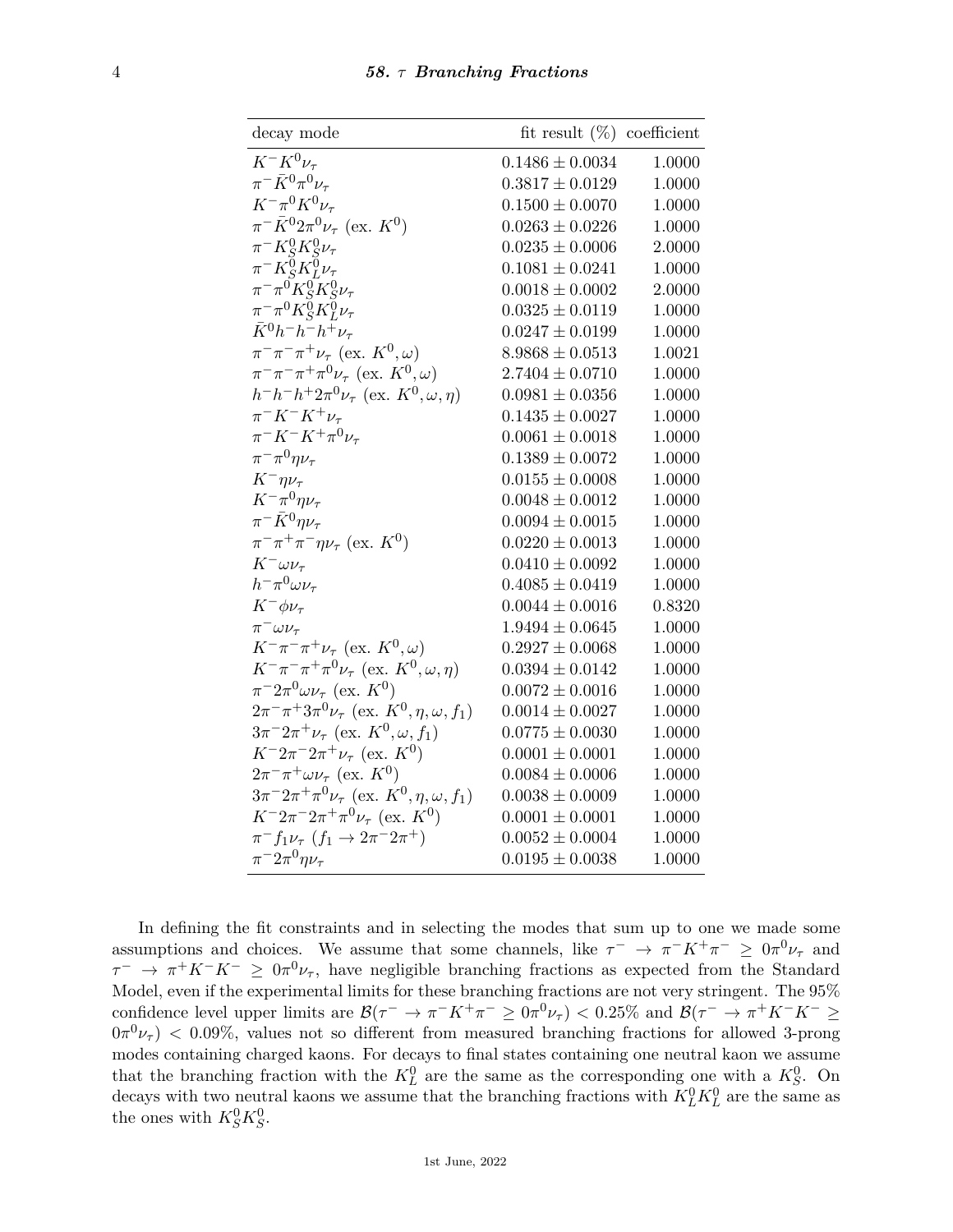| decay mode | fit result (%) | coefficient |
|---|---|---|
| $K^- K^0 \nu_\tau$ | $0.1486 \pm 0.0034$ | 1.0000 |
| $\pi^- \bar{K}^0 \pi^0 \nu_\tau$ | $0.3817 \pm 0.0129$ | 1.0000 |
| $K^- \pi^0 K^0 \nu_\tau$ | $0.1500 \pm 0.0070$ | 1.0000 |
| $\pi^- \bar{K}^0 2\pi^0 \nu_\tau$ (ex. $K^0$) | $0.0263 \pm 0.0226$ | 1.0000 |
| $\pi^- K^0_S K^0_S \nu_\tau$ | $0.0235 \pm 0.0006$ | 2.0000 |
| $\pi^- K^0_S K^0_L \nu_\tau$ | $0.1081 \pm 0.0241$ | 1.0000 |
| $\pi^- \pi^0 K^0_S K^0_S \nu_\tau$ | $0.0018 \pm 0.0002$ | 2.0000 |
| $\pi^- \pi^0 K^0_S K^0_L \nu_\tau$ | $0.0325 \pm 0.0119$ | 1.0000 |
| $\bar{K}^0 h^- h^- h^+ \nu_\tau$ | $0.0247 \pm 0.0199$ | 1.0000 |
| $\pi^- \pi^- \pi^+ \nu_\tau$ (ex. $K^0, \omega$) | $8.9868 \pm 0.0513$ | 1.0021 |
| $\pi^- \pi^- \pi^+ \pi^0 \nu_\tau$ (ex. $K^0, \omega$) | $2.7404 \pm 0.0710$ | 1.0000 |
| $h^- h^- h^+ 2\pi^0 \nu_\tau$ (ex. $K^0, \omega, \eta$) | $0.0981 \pm 0.0356$ | 1.0000 |
| $\pi^- K^- K^+ \nu_\tau$ | $0.1435 \pm 0.0027$ | 1.0000 |
| $\pi^- K^- K^+ \pi^0 \nu_\tau$ | $0.0061 \pm 0.0018$ | 1.0000 |
| $\pi^- \pi^0 \eta \nu_\tau$ | $0.1389 \pm 0.0072$ | 1.0000 |
| $K^- \eta \nu_\tau$ | $0.0155 \pm 0.0008$ | 1.0000 |
| $K^- \pi^0 \eta \nu_\tau$ | $0.0048 \pm 0.0012$ | 1.0000 |
| $\pi^- \bar{K}^0 \eta \nu_\tau$ | $0.0094 \pm 0.0015$ | 1.0000 |
| $\pi^- \pi^+ \pi^- \eta \nu_\tau$ (ex. $K^0$) | $0.0220 \pm 0.0013$ | 1.0000 |
| $K^- \omega \nu_\tau$ | $0.0410 \pm 0.0092$ | 1.0000 |
| $h^- \pi^0 \omega \nu_\tau$ | $0.4085 \pm 0.0419$ | 1.0000 |
| $K^- \phi \nu_\tau$ | $0.0044 \pm 0.0016$ | 0.8320 |
| $\pi^- \omega \nu_\tau$ | $1.9494 \pm 0.0645$ | 1.0000 |
| $K^- \pi^- \pi^+ \nu_\tau$ (ex. $K^0, \omega$) | $0.2927 \pm 0.0068$ | 1.0000 |
| $K^- \pi^- \pi^+ \pi^0 \nu_\tau$ (ex. $K^0, \omega, \eta$) | $0.0394 \pm 0.0142$ | 1.0000 |
| $\pi^- 2\pi^0 \omega \nu_\tau$ (ex. $K^0$) | $0.0072 \pm 0.0016$ | 1.0000 |
| $2\pi^- \pi^+ 3\pi^0 \nu_\tau$ (ex. $K^0, \eta, \omega, f_1$) | $0.0014 \pm 0.0027$ | 1.0000 |
| $3\pi^- 2\pi^+ \nu_\tau$ (ex. $K^0, \omega, f_1$) | $0.0775 \pm 0.0030$ | 1.0000 |
| $K^- 2\pi^- 2\pi^+ \nu_\tau$ (ex. $K^0$) | $0.0001 \pm 0.0001$ | 1.0000 |
| $2\pi^- \pi^+ \omega \nu_\tau$ (ex. $K^0$) | $0.0084 \pm 0.0006$ | 1.0000 |
| $3\pi^- 2\pi^+ \pi^0 \nu_\tau$ (ex. $K^0, \eta, \omega, f_1$) | $0.0038 \pm 0.0009$ | 1.0000 |
| $K^- 2\pi^- 2\pi^+ \pi^0 \nu_\tau$ (ex. $K^0$) | $0.0001 \pm 0.0001$ | 1.0000 |
| $\pi^- f_1 \nu_\tau$ ($f_1 \to 2\pi^- 2\pi^+$) | $0.0052 \pm 0.0004$ | 1.0000 |
| $\pi^- 2\pi^0 \eta \nu_\tau$ | $0.0195 \pm 0.0038$ | 1.0000 |

In defining the fit constraints and in selecting the modes that sum up to one we made some assumptions and choices. We assume that some channels, like $\tau^- \to \pi^- K^+ \pi^- \geq 0\pi^0 \nu_\tau$ and $\tau^- \to \pi^+ K^- K^- \geq 0\pi^0 \nu_\tau$, have negligible branching fractions as expected from the Standard Model, even if the experimental limits for these branching fractions are not very stringent. The 95% confidence level upper limits are $\mathcal{B}(\tau^- \to \pi^- K^+ \pi^- \geq 0\pi^0 \nu_\tau) < 0.25\%$ and $\mathcal{B}(\tau^- \to \pi^+ K^- K^- \geq 0\pi^0 \nu_\tau) < 0.09\%$, values not so different from measured branching fractions for allowed 3-prong modes containing charged kaons. For decays to final states containing one neutral kaon we assume that the branching fraction with the $K^0_L$ are the same as the corresponding one with a $K^0_S$. On decays with two neutral kaons we assume that the branching fractions with $K^0_L K^0_L$ are the same as the ones with $K^0_S K^0_S$.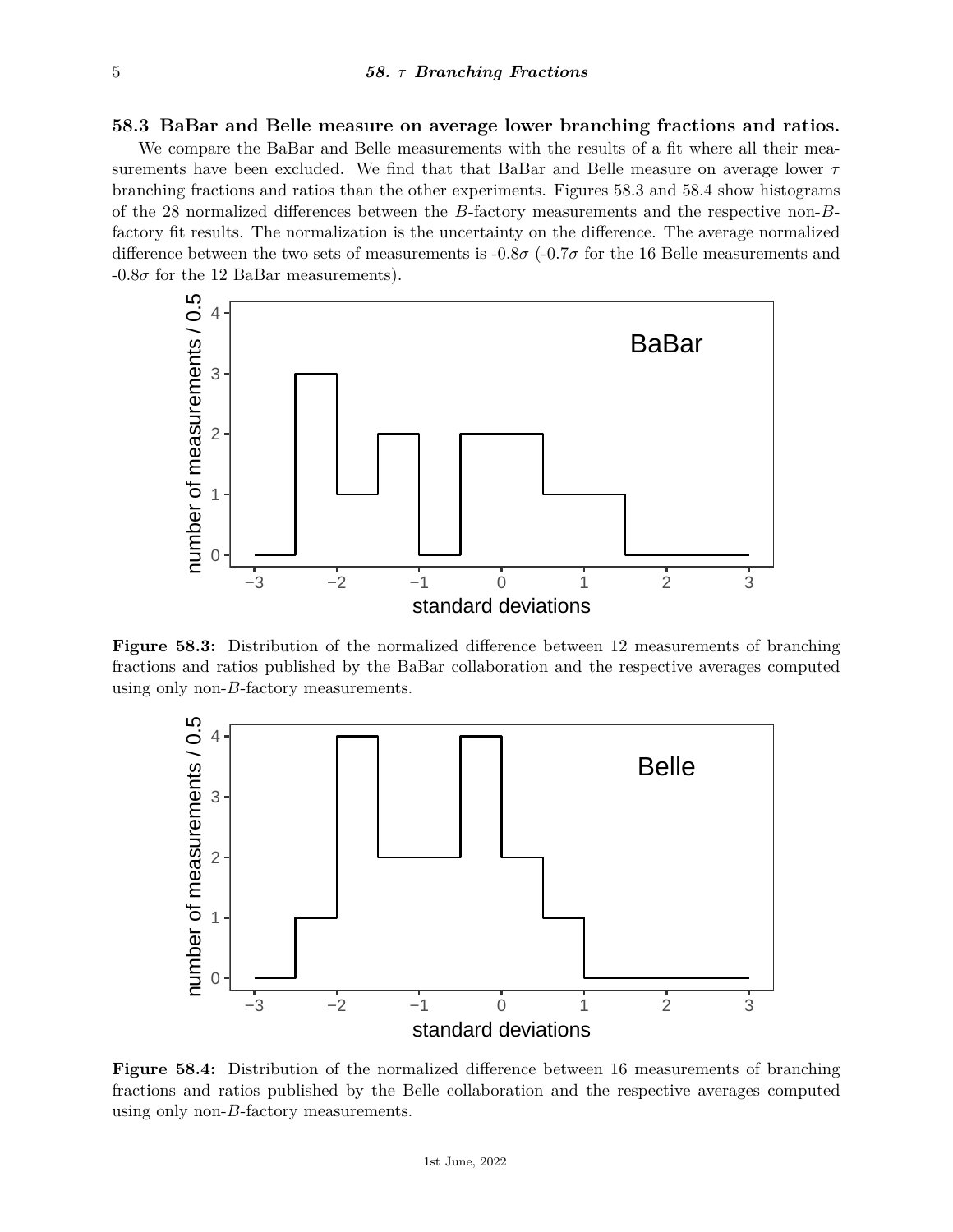### 58.3 BaBar and Belle measure on average lower branching fractions and ratios.

We compare the BaBar and Belle measurements with the results of a fit where all their measurements have been excluded. We find that that BaBar and Belle measure on average lower $\tau$ branching fractions and ratios than the other experiments. Figures 58.3 and 58.4 show histograms of the 28 normalized differences between the $B$-factory measurements and the respective non-$B$-factory fit results. The normalization is the uncertainty on the difference. The average normalized difference between the two sets of measurements is -0.8$\sigma$ (-0.7$\sigma$ for the 16 Belle measurements and -0.8$\sigma$ for the 12 BaBar measurements).

**Figure 58.3:** Distribution of the normalized difference between 12 measurements of branching fractions and ratios published by the BaBar collaboration and the respective averages computed using only non-$B$-factory measurements.

**Figure 58.4:** Distribution of the normalized difference between 16 measurements of branching fractions and ratios published by the Belle collaboration and the respective averages computed using only non-$B$-factory measurements.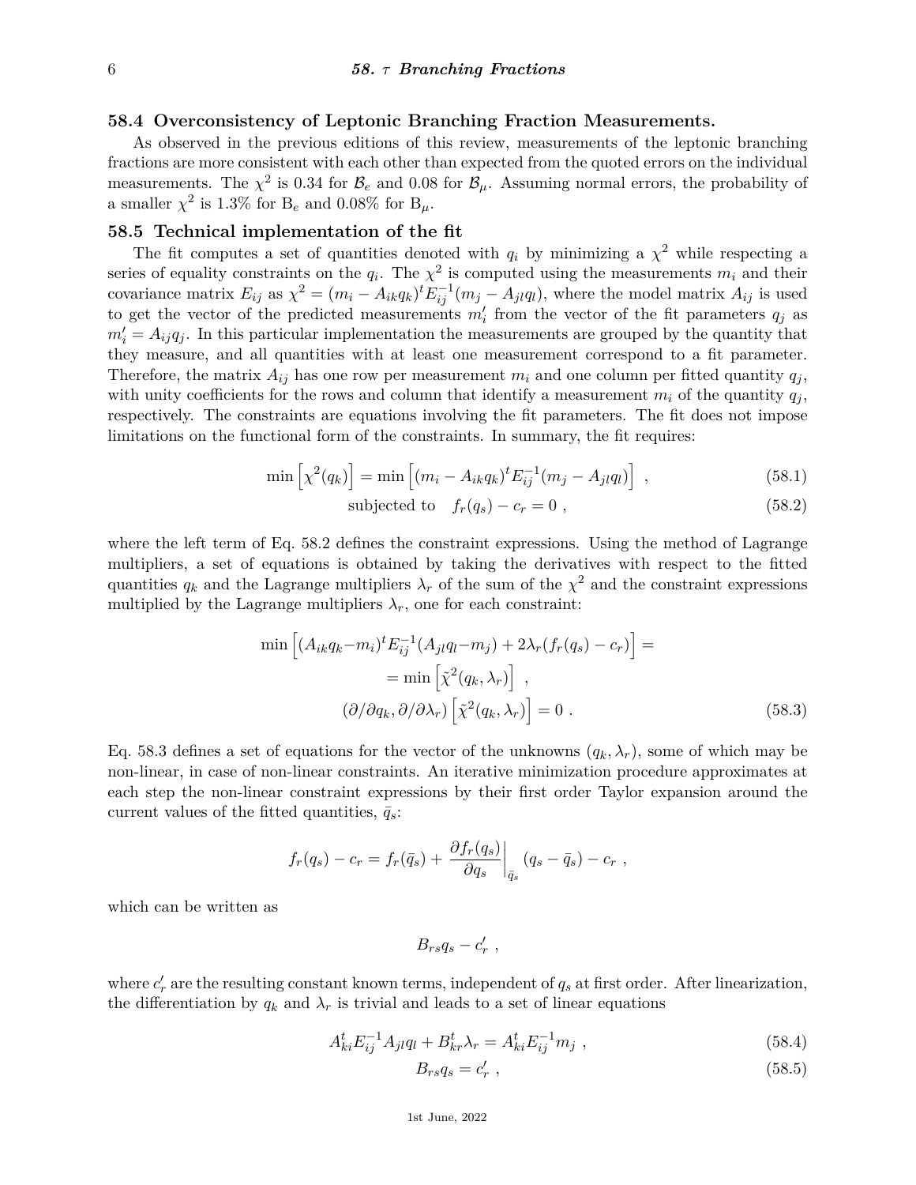## 58.4 Overconsistency of Leptonic Branching Fraction Measurements.

As observed in the previous editions of this review, measurements of the leptonic branching fractions are more consistent with each other than expected from the quoted errors on the individual measurements. The $\chi^2$ is 0.34 for $\mathcal{B}_e$ and 0.08 for $\mathcal{B}_\mu$. Assuming normal errors, the probability of a smaller $\chi^2$ is 1.3% for $\mathrm{B}_e$ and 0.08% for $\mathrm{B}_\mu$.

## 58.5 Technical implementation of the fit

The fit computes a set of quantities denoted with $q_i$ by minimizing a $\chi^2$ while respecting a series of equality constraints on the $q_i$. The $\chi^2$ is computed using the measurements $m_i$ and their covariance matrix $E_{ij}$ as $\chi^2 = (m_i - A_{ik}q_k)^t E_{ij}^{-1}(m_j - A_{jl}q_l)$, where the model matrix $A_{ij}$ is used to get the vector of the predicted measurements $m'_i$ from the vector of the fit parameters $q_j$ as $m'_i = A_{ij}q_j$. In this particular implementation the measurements are grouped by the quantity that they measure, and all quantities with at least one measurement correspond to a fit parameter. Therefore, the matrix $A_{ij}$ has one row per measurement $m_i$ and one column per fitted quantity $q_j$, with unity coefficients for the rows and column that identify a measurement $m_i$ of the quantity $q_j$, respectively. The constraints are equations involving the fit parameters. The fit does not impose limitations on the functional form of the constraints. In summary, the fit requires:

$$\min\left[\chi^2(q_k)\right] = \min\left[(m_i - A_{ik}q_k)^t E_{ij}^{-1}(m_j - A_{jl}q_l)\right] \ , \tag{58.1}$$

$$\text{subjected to} \quad f_r(q_s) - c_r = 0 \ , \tag{58.2}$$

where the left term of Eq. 58.2 defines the constraint expressions. Using the method of Lagrange multipliers, a set of equations is obtained by taking the derivatives with respect to the fitted quantities $q_k$ and the Lagrange multipliers $\lambda_r$ of the sum of the $\chi^2$ and the constraint expressions multiplied by the Lagrange multipliers $\lambda_r$, one for each constraint:

$$\begin{aligned}\min\left[(A_{ik}q_k - m_i)^t E_{ij}^{-1}(A_{jl}q_l - m_j) + 2\lambda_r(f_r(q_s) - c_r)\right] &= \\ = \min\left[\tilde{\chi}^2(q_k, \lambda_r)\right] \ , \\ (\partial/\partial q_k, \partial/\partial \lambda_r)\left[\tilde{\chi}^2(q_k, \lambda_r)\right] = 0 \ . \end{aligned} \tag{58.3}$$

Eq. 58.3 defines a set of equations for the vector of the unknowns $(q_k, \lambda_r)$, some of which may be non-linear, in case of non-linear constraints. An iterative minimization procedure approximates at each step the non-linear constraint expressions by their first order Taylor expansion around the current values of the fitted quantities, $\bar{q}_s$:

$$f_r(q_s) - c_r = f_r(\bar{q}_s) + \left.\frac{\partial f_r(q_s)}{\partial q_s}\right|_{\bar{q}_s} (q_s - \bar{q}_s) - c_r \ ,$$

which can be written as

$$B_{rs}q_s - c'_r \ ,$$

where $c'_r$ are the resulting constant known terms, independent of $q_s$ at first order. After linearization, the differentiation by $q_k$ and $\lambda_r$ is trivial and leads to a set of linear equations

$$A_{ki}^t E_{ij}^{-1} A_{jl}q_l + B_{kr}^t \lambda_r = A_{ki}^t E_{ij}^{-1} m_j \ , \tag{58.4}$$

$$B_{rs}q_s = c'_r \ , \tag{58.5}$$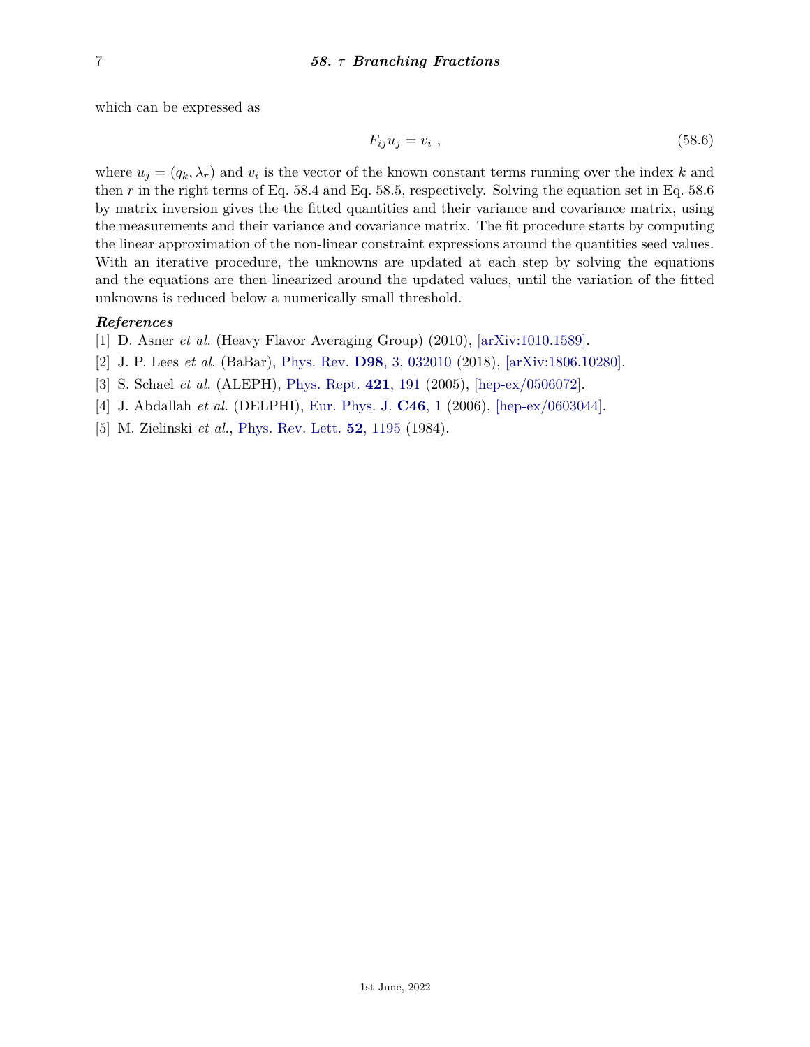which can be expressed as

$$F_{ij}u_j = v_i \ , \tag{58.6}$$

where $u_j = (q_k, \lambda_r)$ and $v_i$ is the vector of the known constant terms running over the index $k$ and then $r$ in the right terms of Eq. 58.4 and Eq. 58.5, respectively. Solving the equation set in Eq. 58.6 by matrix inversion gives the the fitted quantities and their variance and covariance matrix, using the measurements and their variance and covariance matrix. The fit procedure starts by computing the linear approximation of the non-linear constraint expressions around the quantities seed values. With an iterative procedure, the unknowns are updated at each step by solving the equations and the equations are then linearized around the updated values, until the variation of the fitted unknowns is reduced below a numerically small threshold.

***References***

[1] D. Asner *et al.* (Heavy Flavor Averaging Group) (2010), [arXiv:1010.1589].

[2] J. P. Lees *et al.* (BaBar), Phys. Rev. **D98**, 3, 032010 (2018), [arXiv:1806.10280].

[3] S. Schael *et al.* (ALEPH), Phys. Rept. **421**, 191 (2005), [hep-ex/0506072].

[4] J. Abdallah *et al.* (DELPHI), Eur. Phys. J. **C46**, 1 (2006), [hep-ex/0603044].

[5] M. Zielinski *et al.*, Phys. Rev. Lett. **52**, 1195 (1984).